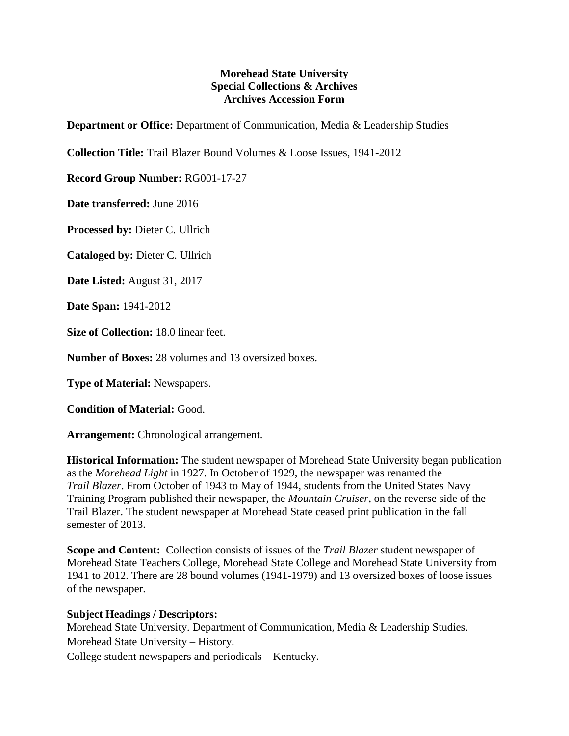**Morehead State University**
**Special Collections & Archives**
**Archives Accession Form**

**Department or Office:** Department of Communication, Media & Leadership Studies

**Collection Title:** Trail Blazer Bound Volumes & Loose Issues, 1941-2012

**Record Group Number:** RG001-17-27

**Date transferred:** June 2016

**Processed by:** Dieter C. Ullrich

**Cataloged by:** Dieter C. Ullrich

**Date Listed:** August 31, 2017

**Date Span:** 1941-2012

**Size of Collection:** 18.0 linear feet.

**Number of Boxes:** 28 volumes and 13 oversized boxes.

**Type of Material:** Newspapers.

**Condition of Material:** Good.

**Arrangement:** Chronological arrangement.

**Historical Information:** The student newspaper of Morehead State University began publication as the *Morehead Light* in 1927. In October of 1929, the newspaper was renamed the *Trail Blazer*. From October of 1943 to May of 1944, students from the United States Navy Training Program published their newspaper, the *Mountain Cruiser*, on the reverse side of the Trail Blazer. The student newspaper at Morehead State ceased print publication in the fall semester of 2013.

**Scope and Content:** Collection consists of issues of the *Trail Blazer* student newspaper of Morehead State Teachers College, Morehead State College and Morehead State University from 1941 to 2012. There are 28 bound volumes (1941-1979) and 13 oversized boxes of loose issues of the newspaper.

**Subject Headings / Descriptors:**

Morehead State University. Department of Communication, Media & Leadership Studies.

Morehead State University – History.

College student newspapers and periodicals – Kentucky.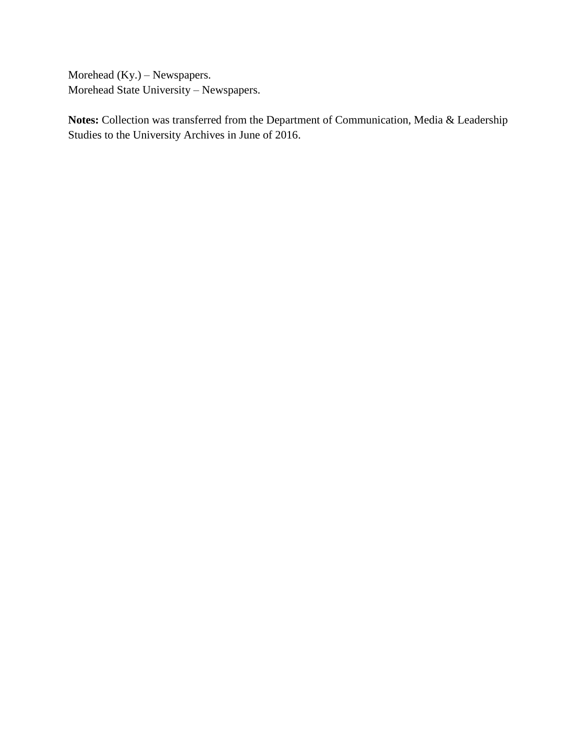Morehead (Ky.) – Newspapers.
Morehead State University – Newspapers.

**Notes:** Collection was transferred from the Department of Communication, Media & Leadership Studies to the University Archives in June of 2016.